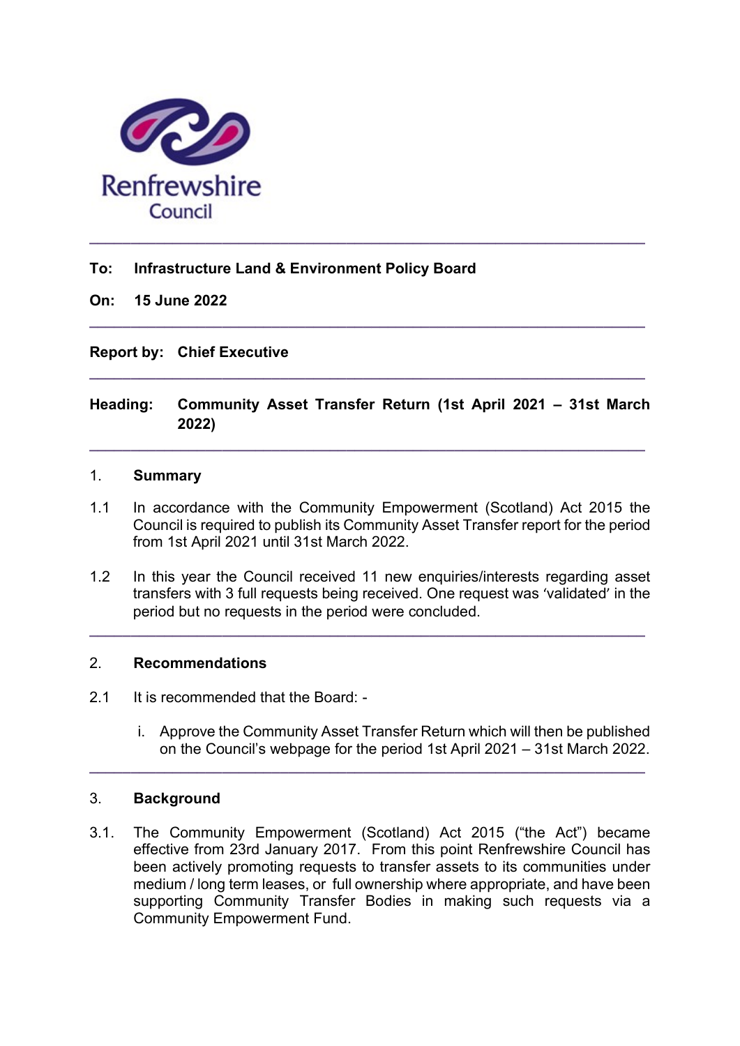Renfrewshire Council

---

**To:** **Infrastructure Land & Environment Policy Board**

**On:** **15 June 2022**

---

**Report by:** **Chief Executive**

---

**Heading:** **Community Asset Transfer Return (1st April 2021 – 31st March 2022)**

---

## 1. Summary

1.1 In accordance with the Community Empowerment (Scotland) Act 2015 the Council is required to publish its Community Asset Transfer report for the period from 1st April 2021 until 31st March 2022.

1.2 In this year the Council received 11 new enquiries/interests regarding asset transfers with 3 full requests being received. One request was 'validated' in the period but no requests in the period were concluded.

---

## 2. Recommendations

2.1 It is recommended that the Board: -

i. Approve the Community Asset Transfer Return which will then be published on the Council's webpage for the period 1st April 2021 – 31st March 2022.

---

## 3. Background

3.1. The Community Empowerment (Scotland) Act 2015 ("the Act") became effective from 23rd January 2017. From this point Renfrewshire Council has been actively promoting requests to transfer assets to its communities under medium / long term leases, or full ownership where appropriate, and have been supporting Community Transfer Bodies in making such requests via a Community Empowerment Fund.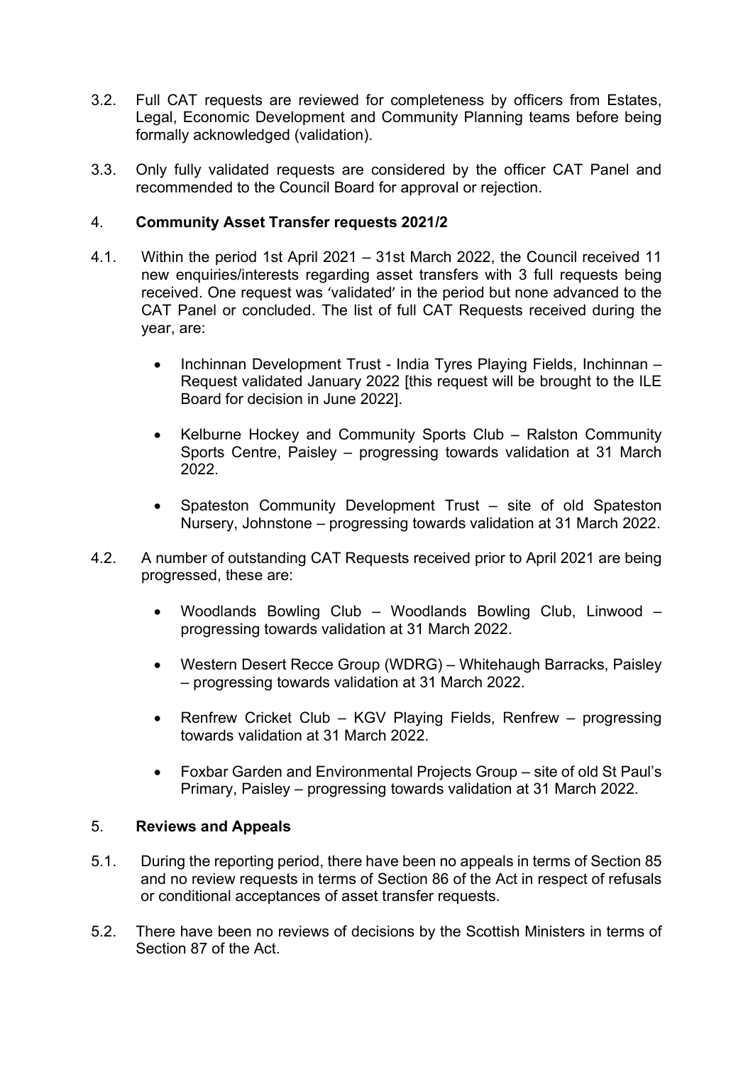3.2. Full CAT requests are reviewed for completeness by officers from Estates, Legal, Economic Development and Community Planning teams before being formally acknowledged (validation).

3.3. Only fully validated requests are considered by the officer CAT Panel and recommended to the Council Board for approval or rejection.

## 4. **Community Asset Transfer requests 2021/2**

4.1. Within the period 1st April 2021 – 31st March 2022, the Council received 11 new enquiries/interests regarding asset transfers with 3 full requests being received. One request was 'validated' in the period but none advanced to the CAT Panel or concluded. The list of full CAT Requests received during the year, are:

- Inchinnan Development Trust - India Tyres Playing Fields, Inchinnan – Request validated January 2022 [this request will be brought to the ILE Board for decision in June 2022].
- Kelburne Hockey and Community Sports Club – Ralston Community Sports Centre, Paisley – progressing towards validation at 31 March 2022.
- Spateston Community Development Trust – site of old Spateston Nursery, Johnstone – progressing towards validation at 31 March 2022.

4.2. A number of outstanding CAT Requests received prior to April 2021 are being progressed, these are:

- Woodlands Bowling Club – Woodlands Bowling Club, Linwood – progressing towards validation at 31 March 2022.
- Western Desert Recce Group (WDRG) – Whitehaugh Barracks, Paisley – progressing towards validation at 31 March 2022.
- Renfrew Cricket Club – KGV Playing Fields, Renfrew – progressing towards validation at 31 March 2022.
- Foxbar Garden and Environmental Projects Group – site of old St Paul's Primary, Paisley – progressing towards validation at 31 March 2022.

## 5. **Reviews and Appeals**

5.1. During the reporting period, there have been no appeals in terms of Section 85 and no review requests in terms of Section 86 of the Act in respect of refusals or conditional acceptances of asset transfer requests.

5.2. There have been no reviews of decisions by the Scottish Ministers in terms of Section 87 of the Act.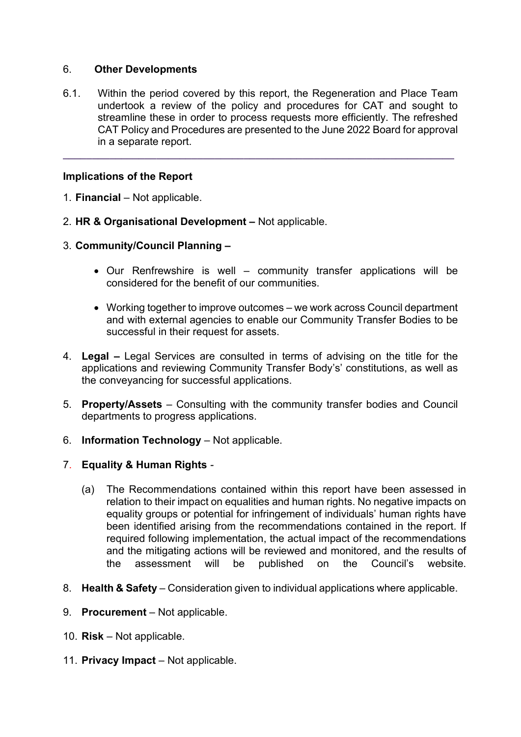## 6. Other Developments

6.1. Within the period covered by this report, the Regeneration and Place Team undertook a review of the policy and procedures for CAT and sought to streamline these in order to process requests more efficiently. The refreshed CAT Policy and Procedures are presented to the June 2022 Board for approval in a separate report.

---

**Implications of the Report**

1. **Financial** – Not applicable.

2. **HR & Organisational Development –** Not applicable.

3. **Community/Council Planning –**

   - Our Renfrewshire is well – community transfer applications will be considered for the benefit of our communities.

   - Working together to improve outcomes – we work across Council department and with external agencies to enable our Community Transfer Bodies to be successful in their request for assets.

4. **Legal –** Legal Services are consulted in terms of advising on the title for the applications and reviewing Community Transfer Body's' constitutions, as well as the conveyancing for successful applications.

5. **Property/Assets** – Consulting with the community transfer bodies and Council departments to progress applications.

6. **Information Technology** – Not applicable.

7. **Equality & Human Rights** -

   (a) The Recommendations contained within this report have been assessed in relation to their impact on equalities and human rights. No negative impacts on equality groups or potential for infringement of individuals' human rights have been identified arising from the recommendations contained in the report. If required following implementation, the actual impact of the recommendations and the mitigating actions will be reviewed and monitored, and the results of the assessment will be published on the Council's website.

8. **Health & Safety** – Consideration given to individual applications where applicable.

9. **Procurement** – Not applicable.

10. **Risk** – Not applicable.

11. **Privacy Impact** – Not applicable.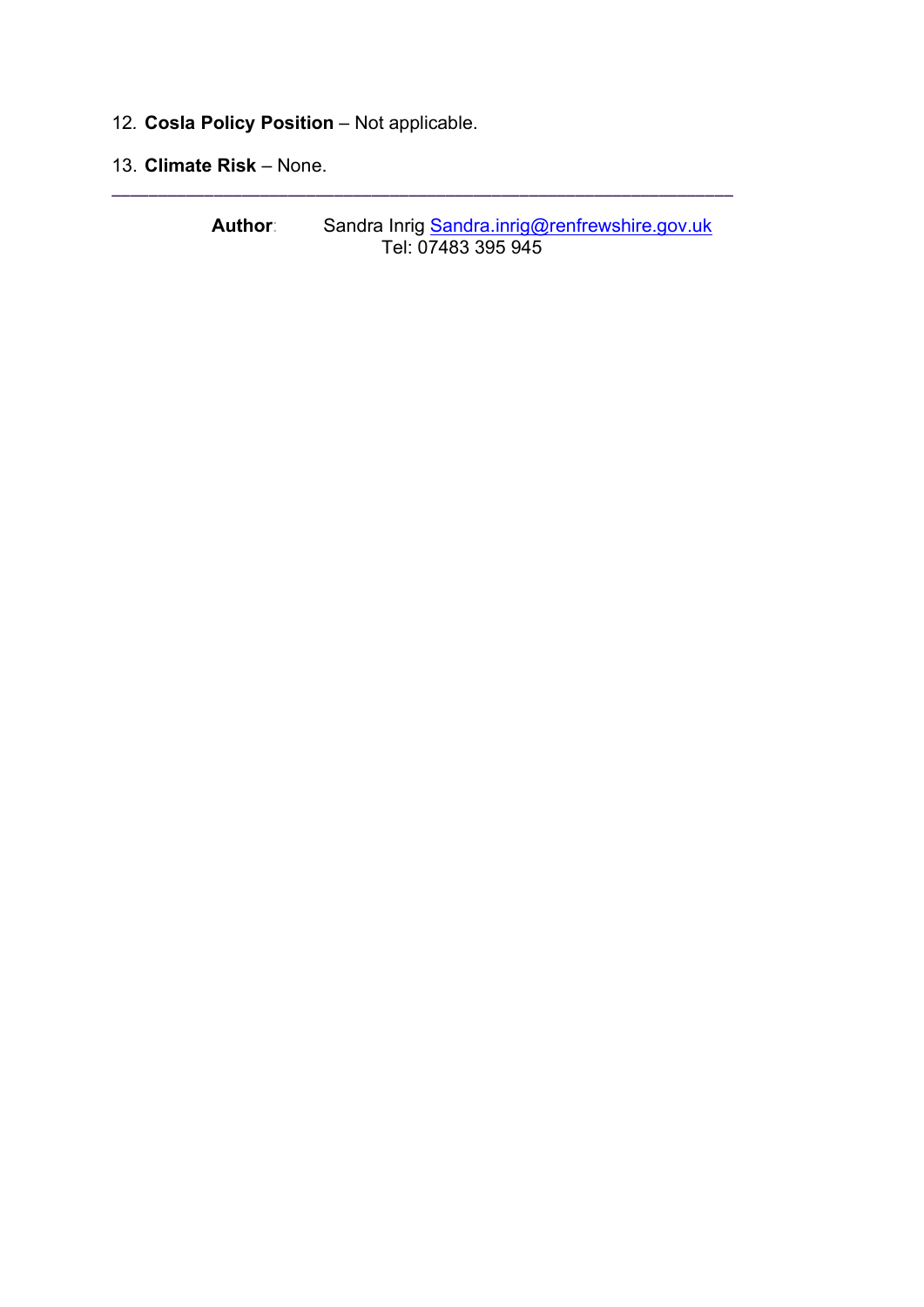12. **Cosla Policy Position** – Not applicable.

13. **Climate Risk** – None.

---

**Author**: Sandra Inrig Sandra.inrig@renfrewshire.gov.uk
Tel: 07483 395 945